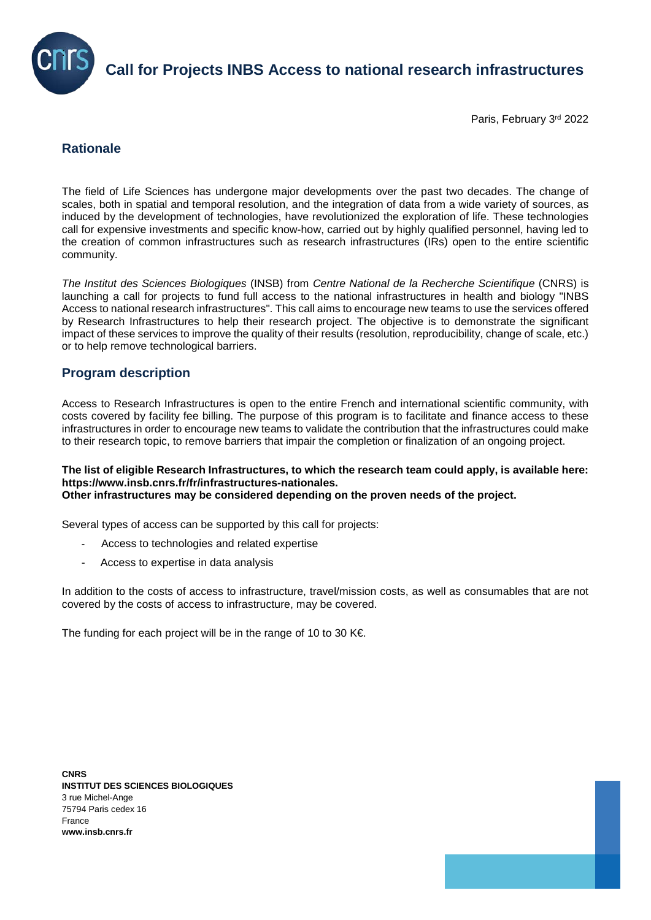# Call for Projects INBS Access to national research infrastructures

Paris, February 3rd 2022

## Rationale

The field of Life Sciences has undergone major developments over the past two decades. The change of scales, both in spatial and temporal resolution, and the integration of data from a wide variety of sources, as induced by the development of technologies, have revolutionized the exploration of life. These technologies call for expensive investments and specific know-how, carried out by highly qualified personnel, having led to the creation of common infrastructures such as research infrastructures (IRs) open to the entire scientific community.

*The Institut des Sciences Biologiques* (INSB) from *Centre National de la Recherche Scientifique* (CNRS) is launching a call for projects to fund full access to the national infrastructures in health and biology "INBS Access to national research infrastructures". This call aims to encourage new teams to use the services offered by Research Infrastructures to help their research project. The objective is to demonstrate the significant impact of these services to improve the quality of their results (resolution, reproducibility, change of scale, etc.) or to help remove technological barriers.

## Program description

Access to Research Infrastructures is open to the entire French and international scientific community, with costs covered by facility fee billing. The purpose of this program is to facilitate and finance access to these infrastructures in order to encourage new teams to validate the contribution that the infrastructures could make to their research topic, to remove barriers that impair the completion or finalization of an ongoing project.

**The list of eligible Research Infrastructures, to which the research team could apply, is available here: https://www.insb.cnrs.fr/fr/infrastructures-nationales.**
**Other infrastructures may be considered depending on the proven needs of the project.**

Several types of access can be supported by this call for projects:

- Access to technologies and related expertise
- Access to expertise in data analysis

In addition to the costs of access to infrastructure, travel/mission costs, as well as consumables that are not covered by the costs of access to infrastructure, may be covered.

The funding for each project will be in the range of 10 to 30 K€.

**CNRS**
**INSTITUT DES SCIENCES BIOLOGIQUES**
3 rue Michel-Ange
75794 Paris cedex 16
France
**www.insb.cnrs.fr**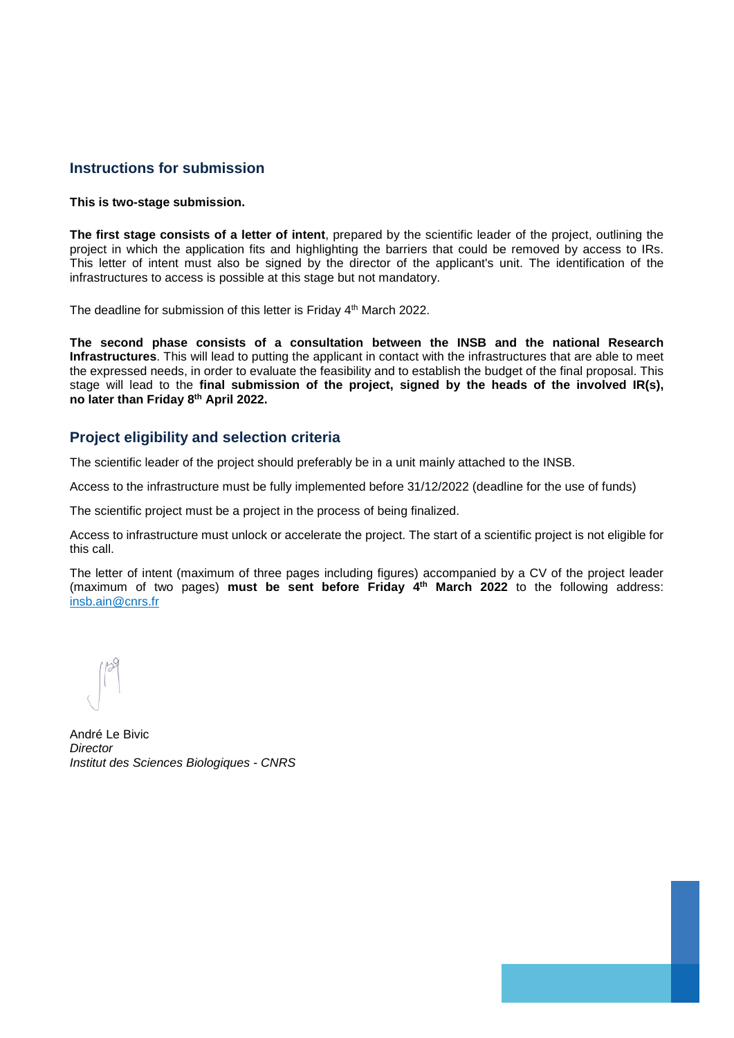## Instructions for submission

**This is two-stage submission.**

**The first stage consists of a letter of intent**, prepared by the scientific leader of the project, outlining the project in which the application fits and highlighting the barriers that could be removed by access to IRs. This letter of intent must also be signed by the director of the applicant's unit. The identification of the infrastructures to access is possible at this stage but not mandatory.

The deadline for submission of this letter is Friday 4th March 2022.

**The second phase consists of a consultation between the INSB and the national Research Infrastructures**. This will lead to putting the applicant in contact with the infrastructures that are able to meet the expressed needs, in order to evaluate the feasibility and to establish the budget of the final proposal. This stage will lead to the **final submission of the project, signed by the heads of the involved IR(s), no later than Friday 8th April 2022.**

## Project eligibility and selection criteria

The scientific leader of the project should preferably be in a unit mainly attached to the INSB.

Access to the infrastructure must be fully implemented before 31/12/2022 (deadline for the use of funds)

The scientific project must be a project in the process of being finalized.

Access to infrastructure must unlock or accelerate the project. The start of a scientific project is not eligible for this call.

The letter of intent (maximum of three pages including figures) accompanied by a CV of the project leader (maximum of two pages) **must be sent before Friday 4th March 2022** to the following address: insb.ain@cnrs.fr

André Le Bivic
*Director*
*Institut des Sciences Biologiques - CNRS*